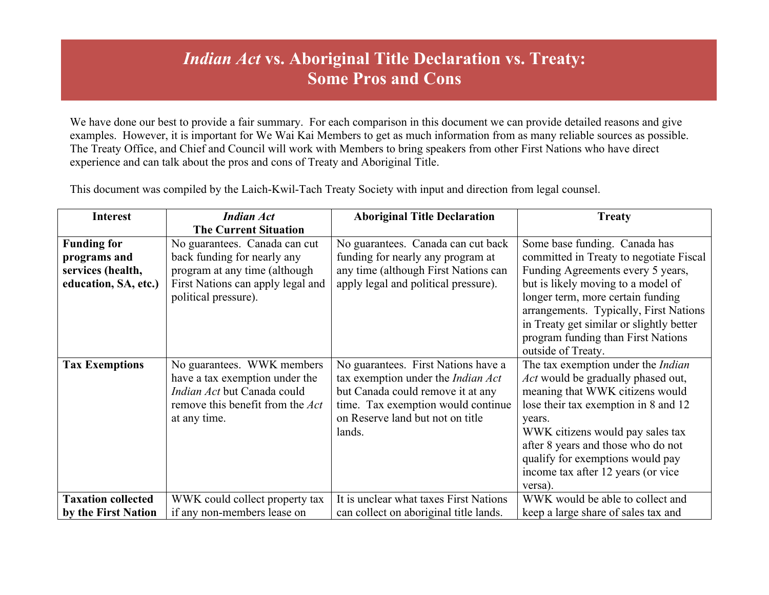# *Indian Act* vs. Aboriginal Title Declaration vs. Treaty: Some Pros and Cons

We have done our best to provide a fair summary. For each comparison in this document we can provide detailed reasons and give examples. However, it is important for We Wai Kai Members to get as much information from as many reliable sources as possible. The Treaty Office, and Chief and Council will work with Members to bring speakers from other First Nations who have direct experience and can talk about the pros and cons of Treaty and Aboriginal Title.

This document was compiled by the Laich-Kwil-Tach Treaty Society with input and direction from legal counsel.

| Interest | *Indian Act* The Current Situation | Aboriginal Title Declaration | Treaty |
|---|---|---|---|
| **Funding for programs and services (health, education, SA, etc.)** | No guarantees. Canada can cut back funding for nearly any program at any time (although First Nations can apply legal and political pressure). | No guarantees. Canada can cut back funding for nearly any program at any time (although First Nations can apply legal and political pressure). | Some base funding. Canada has committed in Treaty to negotiate Fiscal Funding Agreements every 5 years, but is likely moving to a model of longer term, more certain funding arrangements. Typically, First Nations in Treaty get similar or slightly better program funding than First Nations outside of Treaty. |
| **Tax Exemptions** | No guarantees. WWK members have a tax exemption under the *Indian Act* but Canada could remove this benefit from the *Act* at any time. | No guarantees. First Nations have a tax exemption under the *Indian Act* but Canada could remove it at any time. Tax exemption would continue on Reserve land but not on title lands. | The tax exemption under the *Indian Act* would be gradually phased out, meaning that WWK citizens would lose their tax exemption in 8 and 12 years.<br>WWK citizens would pay sales tax after 8 years and those who do not qualify for exemptions would pay income tax after 12 years (or vice versa). |
| **Taxation collected by the First Nation** | WWK could collect property tax if any non-members lease on | It is unclear what taxes First Nations can collect on aboriginal title lands. | WWK would be able to collect and keep a large share of sales tax and |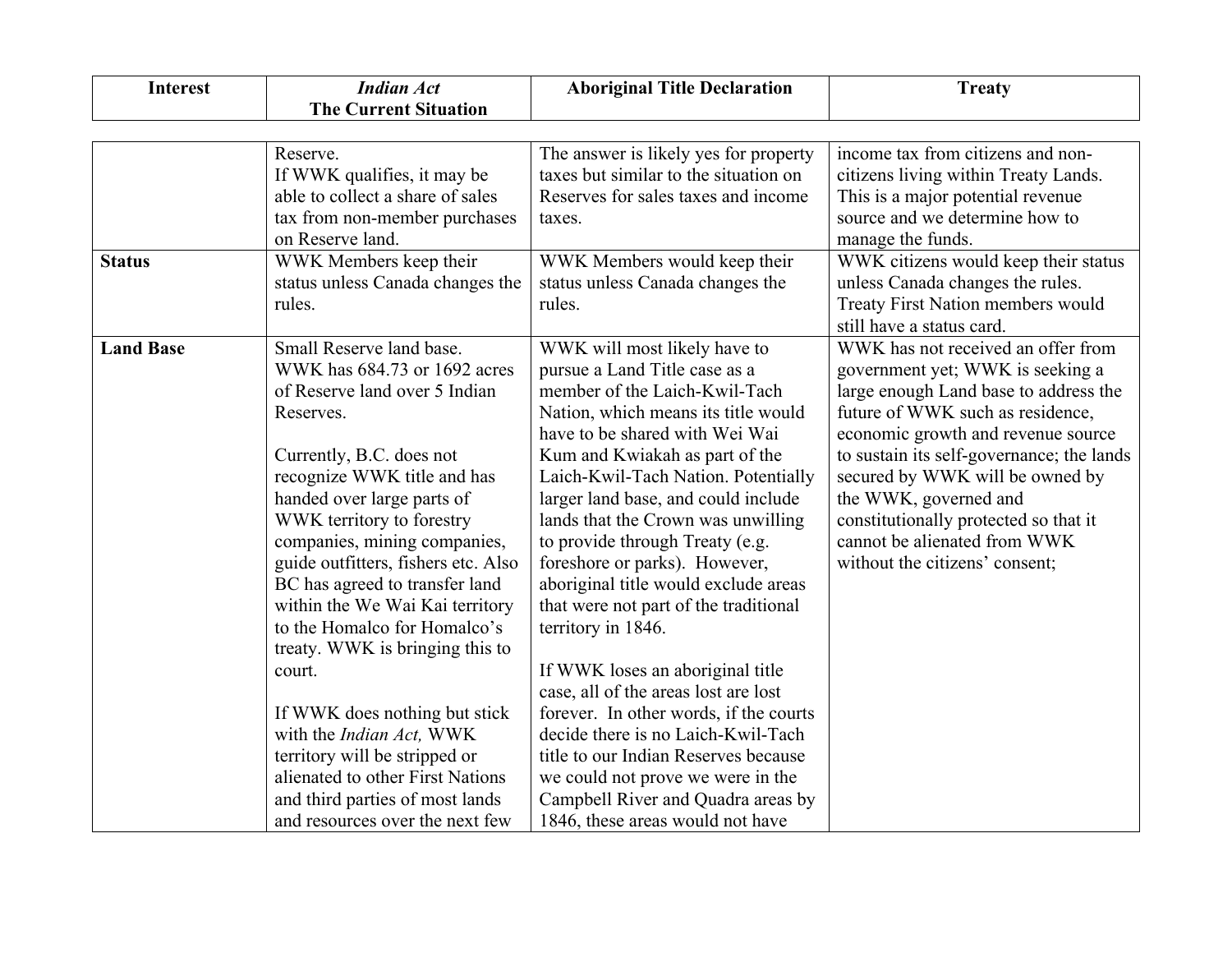| Interest | *Indian Act* The Current Situation | Aboriginal Title Declaration | Treaty |
|---|---|---|---|
| | Reserve. If WWK qualifies, it may be able to collect a share of sales tax from non-member purchases on Reserve land. | The answer is likely yes for property taxes but similar to the situation on Reserves for sales taxes and income taxes. | income tax from citizens and non-citizens living within Treaty Lands. This is a major potential revenue source and we determine how to manage the funds. |
| **Status** | WWK Members keep their status unless Canada changes the rules. | WWK Members would keep their status unless Canada changes the rules. | WWK citizens would keep their status unless Canada changes the rules. Treaty First Nation members would still have a status card. |
| **Land Base** | Small Reserve land base. WWK has 684.73 or 1692 acres of Reserve land over 5 Indian Reserves.<br><br>Currently, B.C. does not recognize WWK title and has handed over large parts of WWK territory to forestry companies, mining companies, guide outfitters, fishers etc. Also BC has agreed to transfer land within the We Wai Kai territory to the Homalco for Homalco's treaty. WWK is bringing this to court.<br><br>If WWK does nothing but stick with the *Indian Act,* WWK territory will be stripped or alienated to other First Nations and third parties of most lands and resources over the next few | WWK will most likely have to pursue a Land Title case as a member of the Laich-Kwil-Tach Nation, which means its title would have to be shared with Wei Wai Kum and Kwiakah as part of the Laich-Kwil-Tach Nation. Potentially larger land base, and could include lands that the Crown was unwilling to provide through Treaty (e.g. foreshore or parks). However, aboriginal title would exclude areas that were not part of the traditional territory in 1846.<br><br>If WWK loses an aboriginal title case, all of the areas lost are lost forever. In other words, if the courts decide there is no Laich-Kwil-Tach title to our Indian Reserves because we could not prove we were in the Campbell River and Quadra areas by 1846, these areas would not have | WWK has not received an offer from government yet; WWK is seeking a large enough Land base to address the future of WWK such as residence, economic growth and revenue source to sustain its self-governance; the lands secured by WWK will be owned by the WWK, governed and constitutionally protected so that it cannot be alienated from WWK without the citizens' consent; |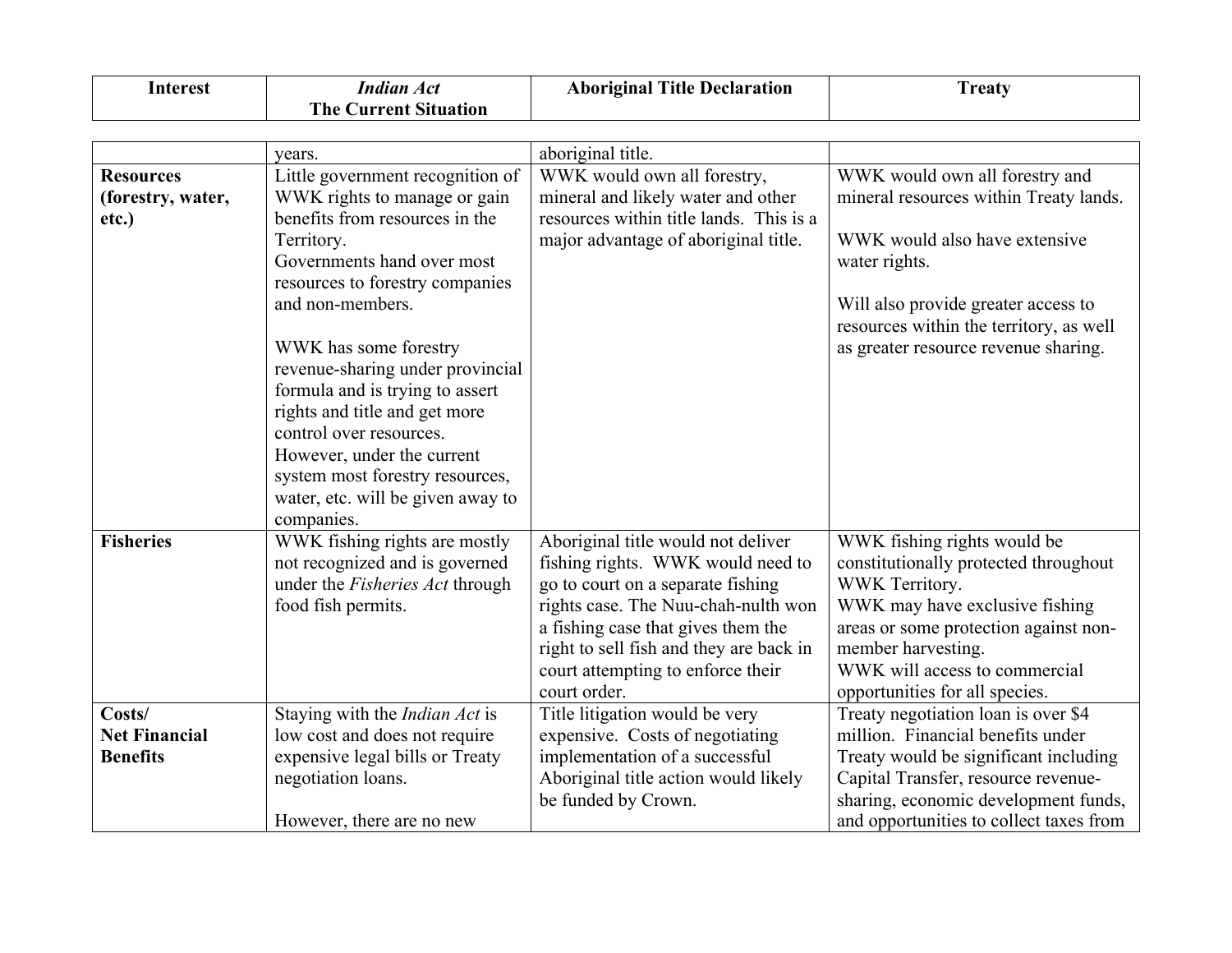| Interest | *Indian Act* The Current Situation | Aboriginal Title Declaration | Treaty |
|---|---|---|---|
| | years. | aboriginal title. | |
| **Resources (forestry, water, etc.)** | Little government recognition of WWK rights to manage or gain benefits from resources in the Territory. Governments hand over most resources to forestry companies and non-members.<br><br>WWK has some forestry revenue-sharing under provincial formula and is trying to assert rights and title and get more control over resources. However, under the current system most forestry resources, water, etc. will be given away to companies. | WWK would own all forestry, mineral and likely water and other resources within title lands. This is a major advantage of aboriginal title. | WWK would own all forestry and mineral resources within Treaty lands.<br><br>WWK would also have extensive water rights.<br><br>Will also provide greater access to resources within the territory, as well as greater resource revenue sharing. |
| **Fisheries** | WWK fishing rights are mostly not recognized and is governed under the *Fisheries Act* through food fish permits. | Aboriginal title would not deliver fishing rights. WWK would need to go to court on a separate fishing rights case. The Nuu-chah-nulth won a fishing case that gives them the right to sell fish and they are back in court attempting to enforce their court order. | WWK fishing rights would be constitutionally protected throughout WWK Territory.<br>WWK may have exclusive fishing areas or some protection against non-member harvesting.<br>WWK will access to commercial opportunities for all species. |
| **Costs/ Net Financial Benefits** | Staying with the *Indian Act* is low cost and does not require expensive legal bills or Treaty negotiation loans.<br><br>However, there are no new | Title litigation would be very expensive. Costs of negotiating implementation of a successful Aboriginal title action would likely be funded by Crown. | Treaty negotiation loan is over $4 million. Financial benefits under Treaty would be significant including Capital Transfer, resource revenue-sharing, economic development funds, and opportunities to collect taxes from |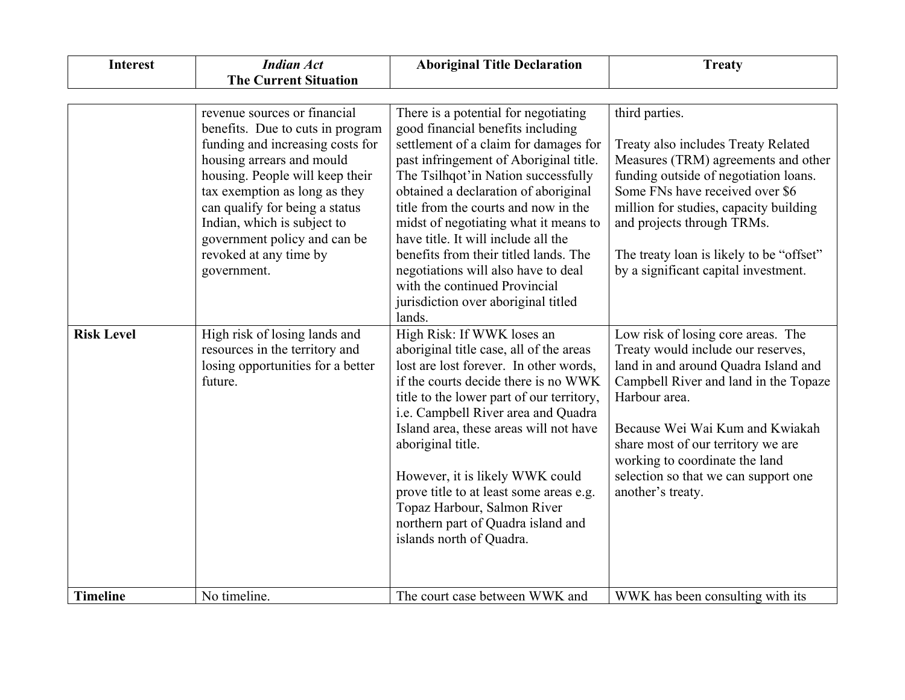| Interest | *Indian Act* **The Current Situation** | Aboriginal Title Declaration | Treaty |
|---|---|---|---|
| | revenue sources or financial benefits. Due to cuts in program funding and increasing costs for housing arrears and mould housing. People will keep their tax exemption as long as they can qualify for being a status Indian, which is subject to government policy and can be revoked at any time by government. | There is a potential for negotiating good financial benefits including settlement of a claim for damages for past infringement of Aboriginal title. The Tsilhqot'in Nation successfully obtained a declaration of aboriginal title from the courts and now in the midst of negotiating what it means to have title. It will include all the benefits from their titled lands. The negotiations will also have to deal with the continued Provincial jurisdiction over aboriginal titled lands. | third parties.<br><br>Treaty also includes Treaty Related Measures (TRM) agreements and other funding outside of negotiation loans. Some FNs have received over $6 million for studies, capacity building and projects through TRMs.<br><br>The treaty loan is likely to be "offset" by a significant capital investment. |
| **Risk Level** | High risk of losing lands and resources in the territory and losing opportunities for a better future. | High Risk: If WWK loses an aboriginal title case, all of the areas lost are lost forever. In other words, if the courts decide there is no WWK title to the lower part of our territory, i.e. Campbell River area and Quadra Island area, these areas will not have aboriginal title.<br><br>However, it is likely WWK could prove title to at least some areas e.g. Topaz Harbour, Salmon River northern part of Quadra island and islands north of Quadra. | Low risk of losing core areas. The Treaty would include our reserves, land in and around Quadra Island and Campbell River and land in the Topaze Harbour area.<br><br>Because Wei Wai Kum and Kwiakah share most of our territory we are working to coordinate the land selection so that we can support one another's treaty. |
| **Timeline** | No timeline. | The court case between WWK and | WWK has been consulting with its |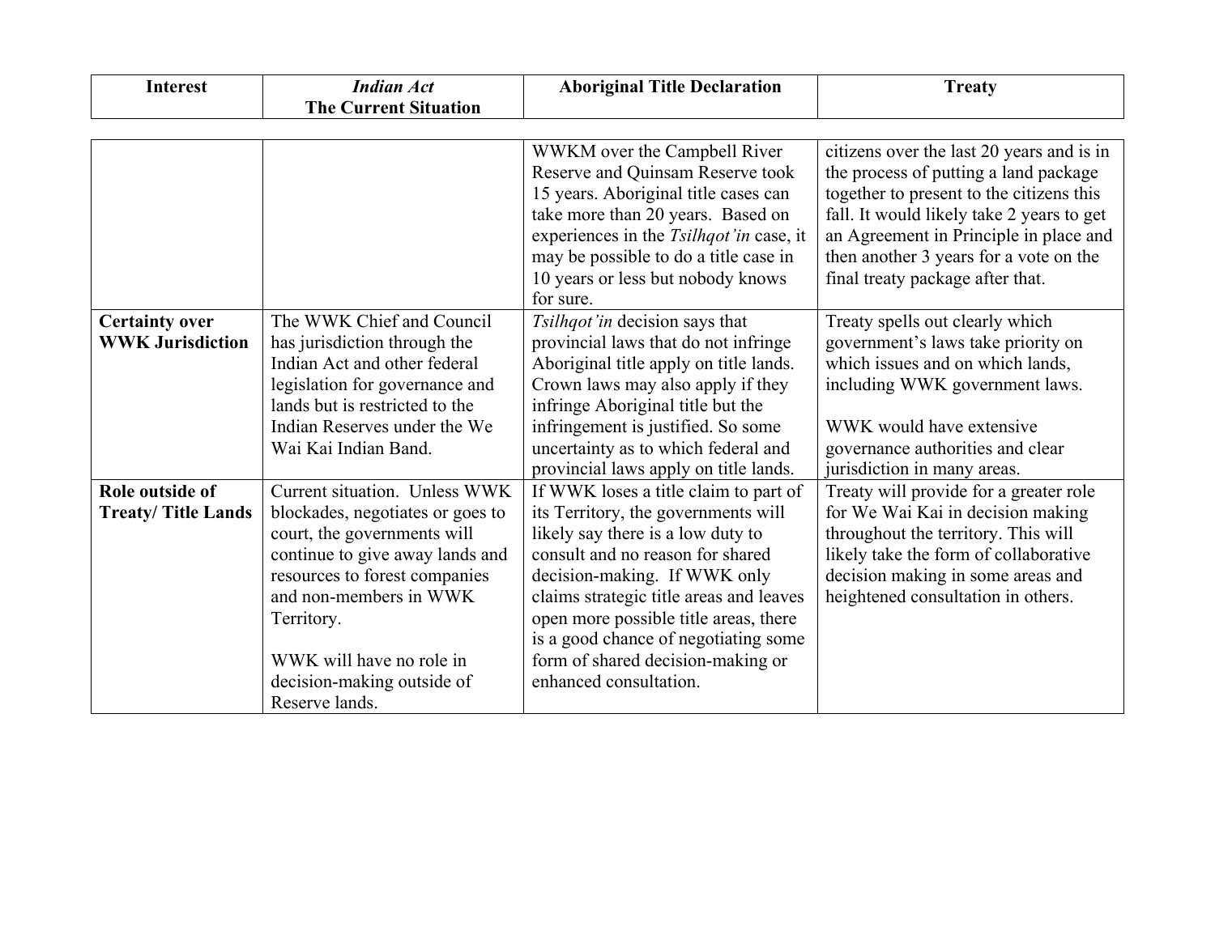| Interest | *Indian Act* **The Current Situation** | Aboriginal Title Declaration | Treaty |
|---|---|---|---|
| | | WWKM over the Campbell River Reserve and Quinsam Reserve took 15 years. Aboriginal title cases can take more than 20 years. Based on experiences in the *Tsilhqot'in* case, it may be possible to do a title case in 10 years or less but nobody knows for sure. | citizens over the last 20 years and is in the process of putting a land package together to present to the citizens this fall. It would likely take 2 years to get an Agreement in Principle in place and then another 3 years for a vote on the final treaty package after that. |
| **Certainty over WWK Jurisdiction** | The WWK Chief and Council has jurisdiction through the Indian Act and other federal legislation for governance and lands but is restricted to the Indian Reserves under the We Wai Kai Indian Band. | *Tsilhqot'in* decision says that provincial laws that do not infringe Aboriginal title apply on title lands. Crown laws may also apply if they infringe Aboriginal title but the infringement is justified. So some uncertainty as to which federal and provincial laws apply on title lands. | Treaty spells out clearly which government's laws take priority on which issues and on which lands, including WWK government laws.<br><br>WWK would have extensive governance authorities and clear jurisdiction in many areas. |
| **Role outside of Treaty/ Title Lands** | Current situation. Unless WWK blockades, negotiates or goes to court, the governments will continue to give away lands and resources to forest companies and non-members in WWK Territory.<br><br>WWK will have no role in decision-making outside of Reserve lands. | If WWK loses a title claim to part of its Territory, the governments will likely say there is a low duty to consult and no reason for shared decision-making. If WWK only claims strategic title areas and leaves open more possible title areas, there is a good chance of negotiating some form of shared decision-making or enhanced consultation. | Treaty will provide for a greater role for We Wai Kai in decision making throughout the territory. This will likely take the form of collaborative decision making in some areas and heightened consultation in others. |